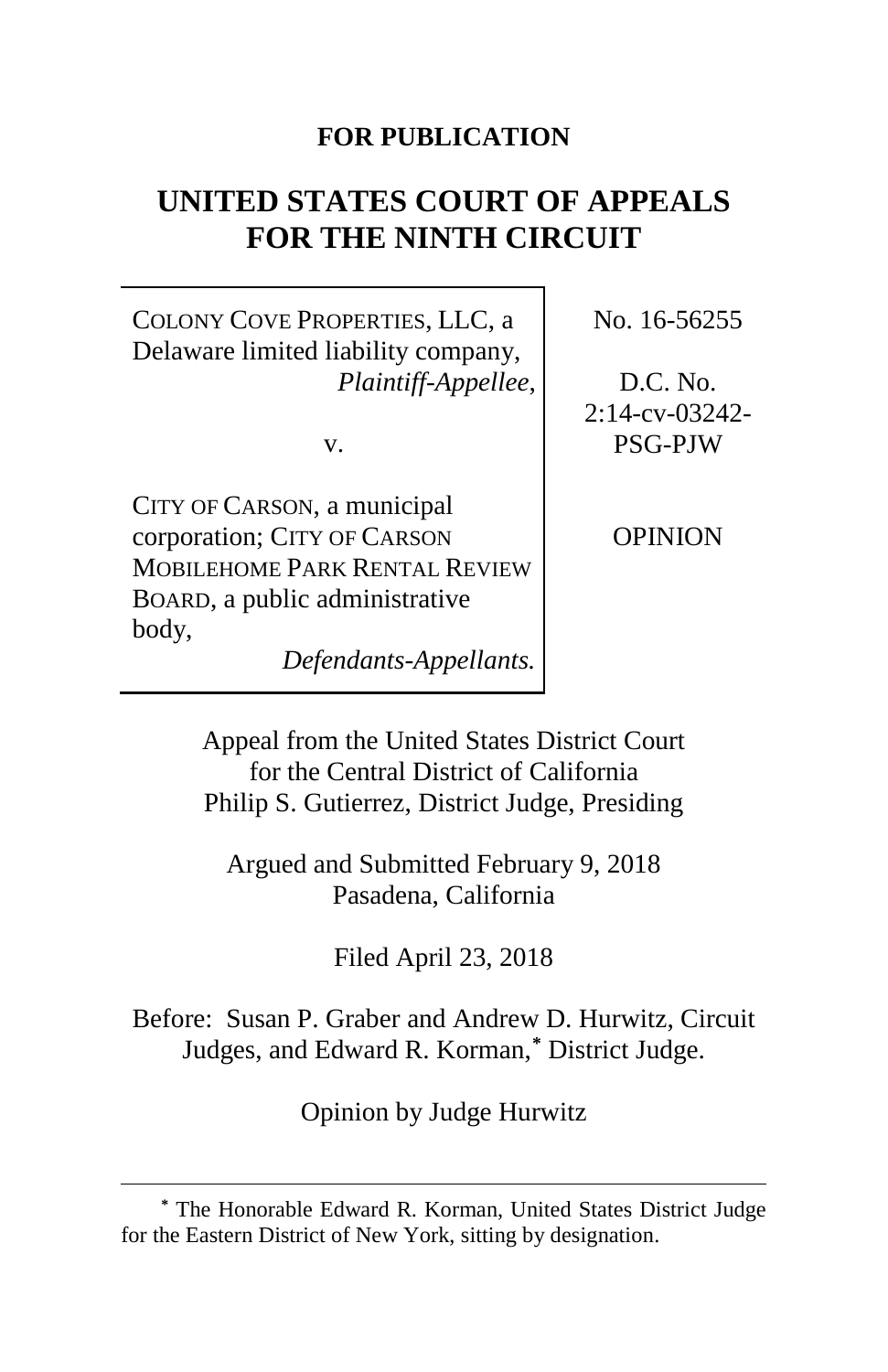**FOR PUBLICATION**

# UNITED STATES COURT OF APPEALS FOR THE NINTH CIRCUIT

| | |
|---|---|
| COLONY COVE PROPERTIES, LLC, a Delaware limited liability company, *Plaintiff-Appellee*, v. CITY OF CARSON, a municipal corporation; CITY OF CARSON MOBILEHOME PARK RENTAL REVIEW BOARD, a public administrative body, *Defendants-Appellants.* | No. 16-56255 D.C. No. 2:14-cv-03242-PSG-PJW OPINION |

Appeal from the United States District Court for the Central District of California
Philip S. Gutierrez, District Judge, Presiding

Argued and Submitted February 9, 2018
Pasadena, California

Filed April 23, 2018

Before: Susan P. Graber and Andrew D. Hurwitz, Circuit Judges, and Edward R. Korman,* District Judge.

Opinion by Judge Hurwitz

---

* The Honorable Edward R. Korman, United States District Judge for the Eastern District of New York, sitting by designation.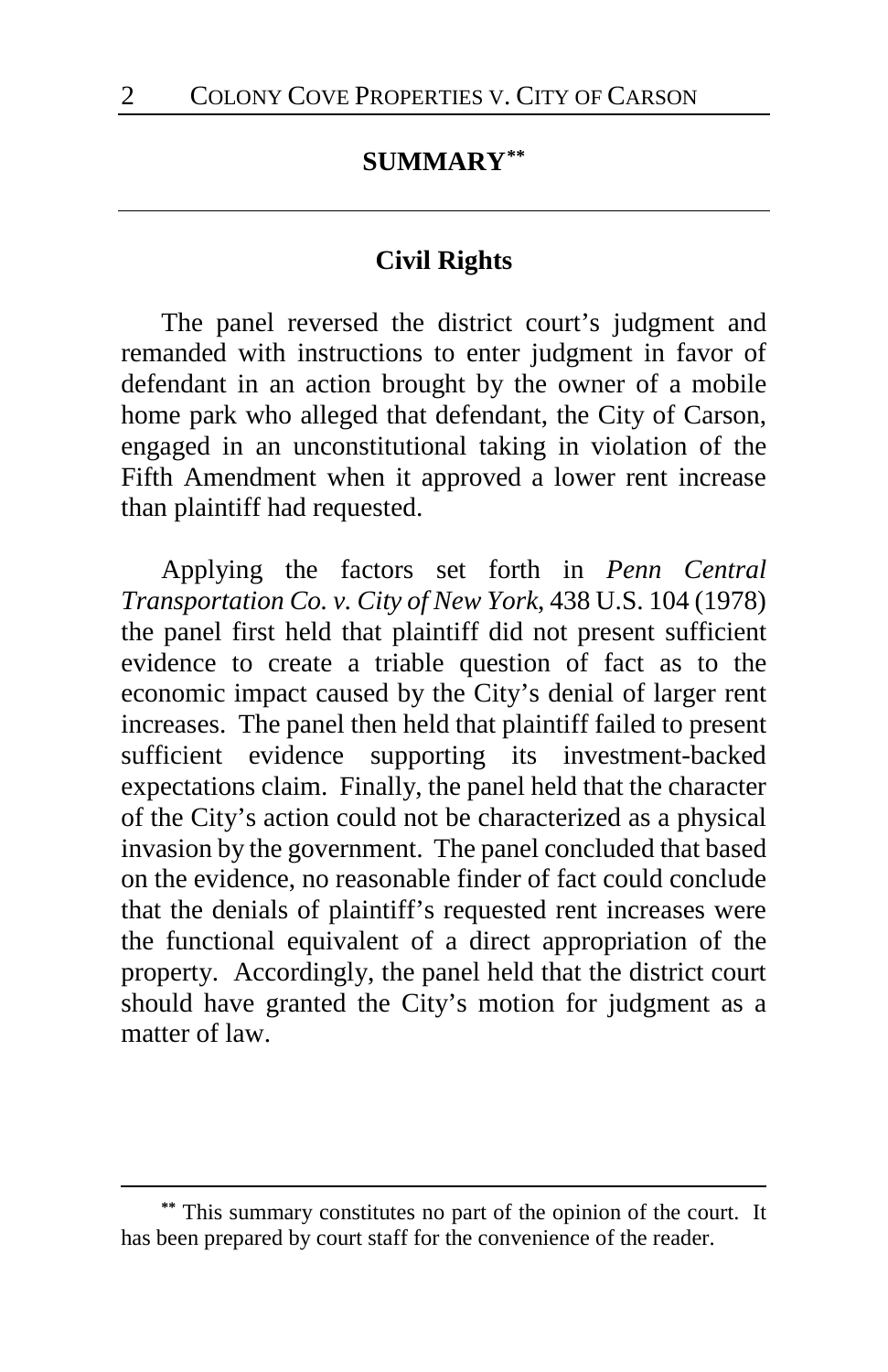## SUMMARY[**]

### Civil Rights

The panel reversed the district court's judgment and remanded with instructions to enter judgment in favor of defendant in an action brought by the owner of a mobile home park who alleged that defendant, the City of Carson, engaged in an unconstitutional taking in violation of the Fifth Amendment when it approved a lower rent increase than plaintiff had requested.

Applying the factors set forth in *Penn Central Transportation Co. v. City of New York*, 438 U.S. 104 (1978) the panel first held that plaintiff did not present sufficient evidence to create a triable question of fact as to the economic impact caused by the City's denial of larger rent increases. The panel then held that plaintiff failed to present sufficient evidence supporting its investment-backed expectations claim. Finally, the panel held that the character of the City's action could not be characterized as a physical invasion by the government. The panel concluded that based on the evidence, no reasonable finder of fact could conclude that the denials of plaintiff's requested rent increases were the functional equivalent of a direct appropriation of the property. Accordingly, the panel held that the district court should have granted the City's motion for judgment as a matter of law.

---

[**] This summary constitutes no part of the opinion of the court. It has been prepared by court staff for the convenience of the reader.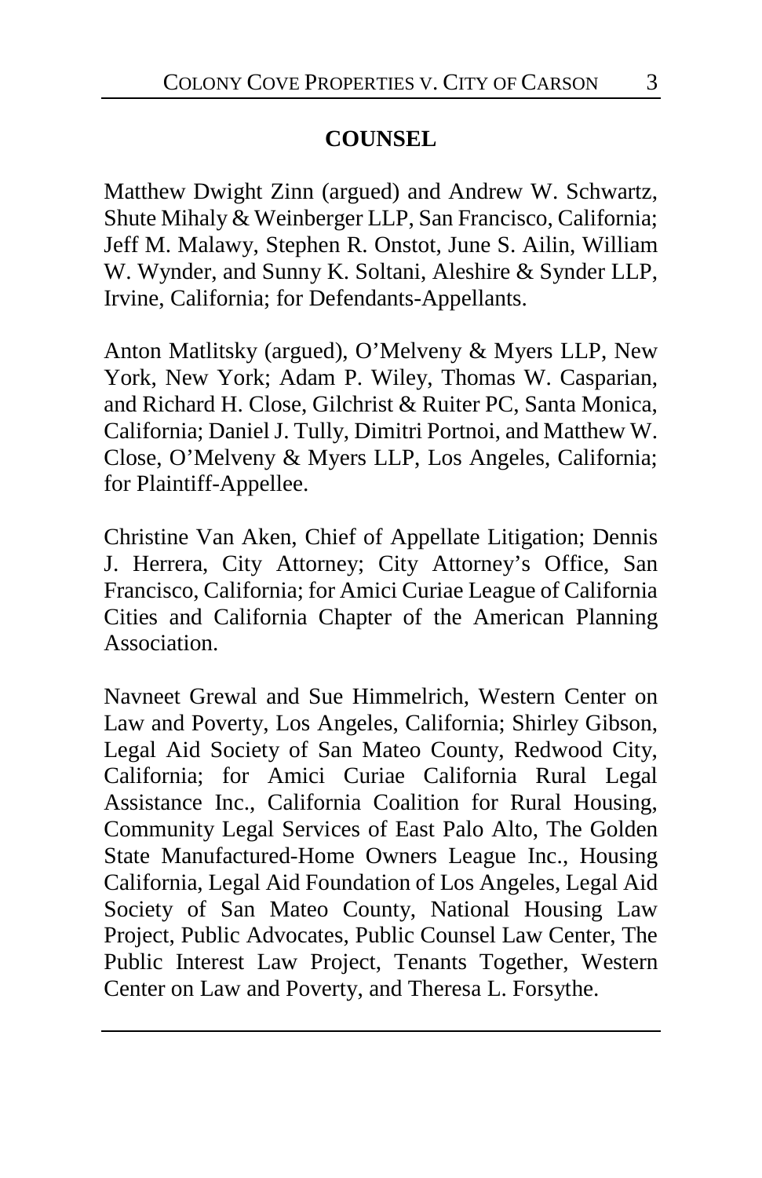## COUNSEL

Matthew Dwight Zinn (argued) and Andrew W. Schwartz, Shute Mihaly & Weinberger LLP, San Francisco, California; Jeff M. Malawy, Stephen R. Onstot, June S. Ailin, William W. Wynder, and Sunny K. Soltani, Aleshire & Synder LLP, Irvine, California; for Defendants-Appellants.

Anton Matlitsky (argued), O'Melveny & Myers LLP, New York, New York; Adam P. Wiley, Thomas W. Casparian, and Richard H. Close, Gilchrist & Ruiter PC, Santa Monica, California; Daniel J. Tully, Dimitri Portnoi, and Matthew W. Close, O'Melveny & Myers LLP, Los Angeles, California; for Plaintiff-Appellee.

Christine Van Aken, Chief of Appellate Litigation; Dennis J. Herrera, City Attorney; City Attorney's Office, San Francisco, California; for Amici Curiae League of California Cities and California Chapter of the American Planning Association.

Navneet Grewal and Sue Himmelrich, Western Center on Law and Poverty, Los Angeles, California; Shirley Gibson, Legal Aid Society of San Mateo County, Redwood City, California; for Amici Curiae California Rural Legal Assistance Inc., California Coalition for Rural Housing, Community Legal Services of East Palo Alto, The Golden State Manufactured-Home Owners League Inc., Housing California, Legal Aid Foundation of Los Angeles, Legal Aid Society of San Mateo County, National Housing Law Project, Public Advocates, Public Counsel Law Center, The Public Interest Law Project, Tenants Together, Western Center on Law and Poverty, and Theresa L. Forsythe.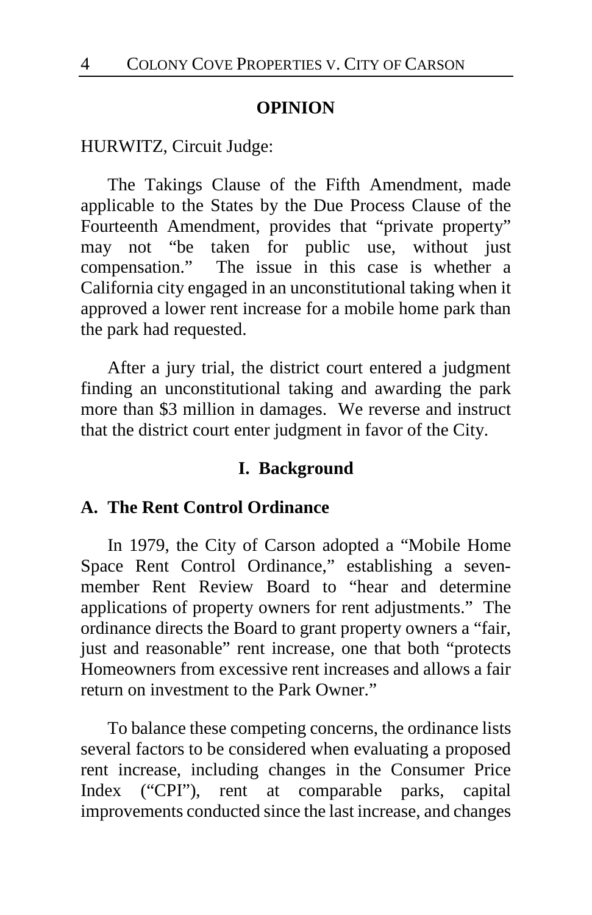## OPINION

HURWITZ, Circuit Judge:

The Takings Clause of the Fifth Amendment, made applicable to the States by the Due Process Clause of the Fourteenth Amendment, provides that "private property" may not "be taken for public use, without just compensation." The issue in this case is whether a California city engaged in an unconstitutional taking when it approved a lower rent increase for a mobile home park than the park had requested.

After a jury trial, the district court entered a judgment finding an unconstitutional taking and awarding the park more than $3 million in damages. We reverse and instruct that the district court enter judgment in favor of the City.

## I. Background

### A. The Rent Control Ordinance

In 1979, the City of Carson adopted a "Mobile Home Space Rent Control Ordinance," establishing a seven-member Rent Review Board to "hear and determine applications of property owners for rent adjustments." The ordinance directs the Board to grant property owners a "fair, just and reasonable" rent increase, one that both "protects Homeowners from excessive rent increases and allows a fair return on investment to the Park Owner."

To balance these competing concerns, the ordinance lists several factors to be considered when evaluating a proposed rent increase, including changes in the Consumer Price Index ("CPI"), rent at comparable parks, capital improvements conducted since the last increase, and changes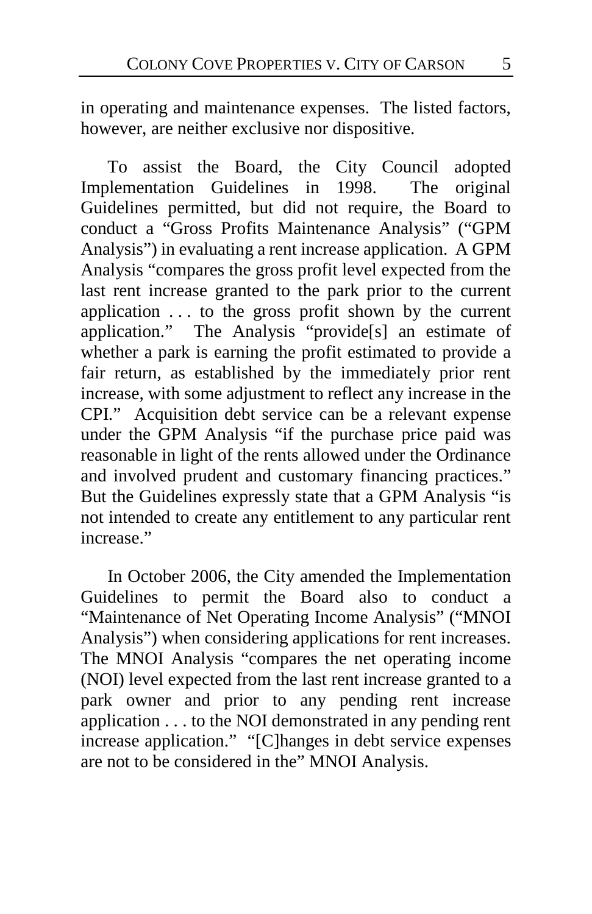in operating and maintenance expenses. The listed factors, however, are neither exclusive nor dispositive.

To assist the Board, the City Council adopted Implementation Guidelines in 1998. The original Guidelines permitted, but did not require, the Board to conduct a "Gross Profits Maintenance Analysis" ("GPM Analysis") in evaluating a rent increase application. A GPM Analysis "compares the gross profit level expected from the last rent increase granted to the park prior to the current application . . . to the gross profit shown by the current application." The Analysis "provide[s] an estimate of whether a park is earning the profit estimated to provide a fair return, as established by the immediately prior rent increase, with some adjustment to reflect any increase in the CPI." Acquisition debt service can be a relevant expense under the GPM Analysis "if the purchase price paid was reasonable in light of the rents allowed under the Ordinance and involved prudent and customary financing practices." But the Guidelines expressly state that a GPM Analysis "is not intended to create any entitlement to any particular rent increase."

In October 2006, the City amended the Implementation Guidelines to permit the Board also to conduct a "Maintenance of Net Operating Income Analysis" ("MNOI Analysis") when considering applications for rent increases. The MNOI Analysis "compares the net operating income (NOI) level expected from the last rent increase granted to a park owner and prior to any pending rent increase application . . . to the NOI demonstrated in any pending rent increase application." "[C]hanges in debt service expenses are not to be considered in the" MNOI Analysis.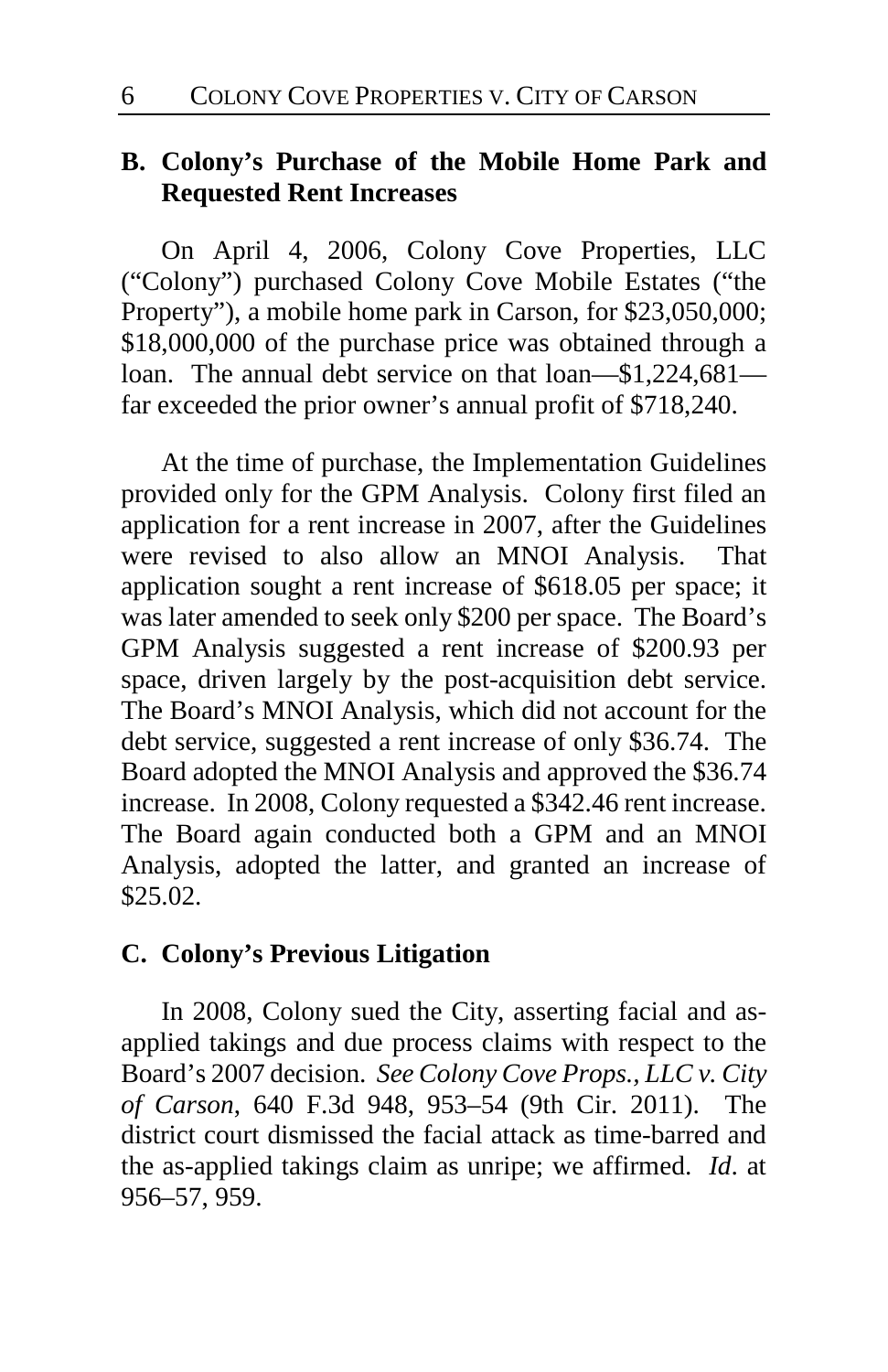## B. Colony's Purchase of the Mobile Home Park and Requested Rent Increases

On April 4, 2006, Colony Cove Properties, LLC ("Colony") purchased Colony Cove Mobile Estates ("the Property"), a mobile home park in Carson, for $23,050,000; $18,000,000 of the purchase price was obtained through a loan. The annual debt service on that loan—$1,224,681—far exceeded the prior owner's annual profit of $718,240.

At the time of purchase, the Implementation Guidelines provided only for the GPM Analysis. Colony first filed an application for a rent increase in 2007, after the Guidelines were revised to also allow an MNOI Analysis. That application sought a rent increase of $618.05 per space; it was later amended to seek only $200 per space. The Board's GPM Analysis suggested a rent increase of $200.93 per space, driven largely by the post-acquisition debt service. The Board's MNOI Analysis, which did not account for the debt service, suggested a rent increase of only $36.74. The Board adopted the MNOI Analysis and approved the $36.74 increase. In 2008, Colony requested a $342.46 rent increase. The Board again conducted both a GPM and an MNOI Analysis, adopted the latter, and granted an increase of $25.02.

## C. Colony's Previous Litigation

In 2008, Colony sued the City, asserting facial and as-applied takings and due process claims with respect to the Board's 2007 decision. *See Colony Cove Props., LLC v. City of Carson*, 640 F.3d 948, 953–54 (9th Cir. 2011). The district court dismissed the facial attack as time-barred and the as-applied takings claim as unripe; we affirmed. *Id*. at 956–57, 959.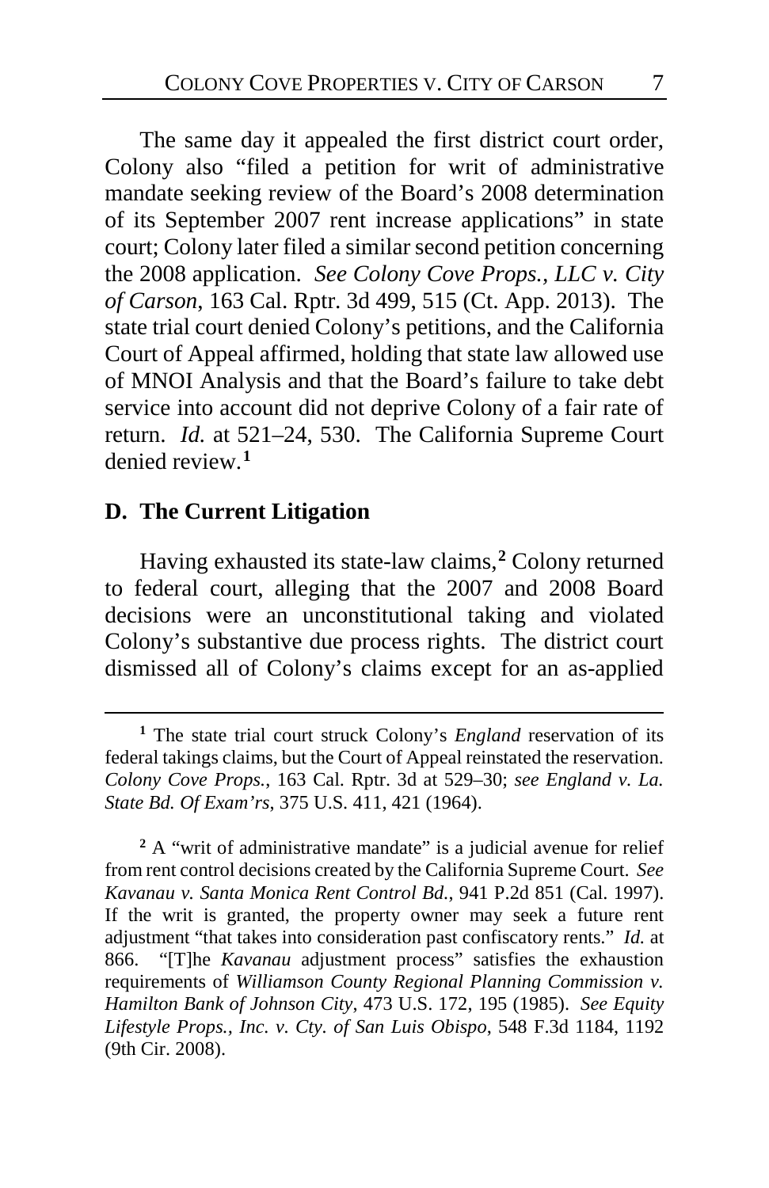The same day it appealed the first district court order, Colony also "filed a petition for writ of administrative mandate seeking review of the Board's 2008 determination of its September 2007 rent increase applications" in state court; Colony later filed a similar second petition concerning the 2008 application. *See Colony Cove Props., LLC v. City of Carson*, 163 Cal. Rptr. 3d 499, 515 (Ct. App. 2013). The state trial court denied Colony's petitions, and the California Court of Appeal affirmed, holding that state law allowed use of MNOI Analysis and that the Board's failure to take debt service into account did not deprive Colony of a fair rate of return. *Id.* at 521–24, 530. The California Supreme Court denied review.[1]

## D. The Current Litigation

Having exhausted its state-law claims,[2] Colony returned to federal court, alleging that the 2007 and 2008 Board decisions were an unconstitutional taking and violated Colony's substantive due process rights. The district court dismissed all of Colony's claims except for an as-applied

---

[1] The state trial court struck Colony's *England* reservation of its federal takings claims, but the Court of Appeal reinstated the reservation. *Colony Cove Props.*, 163 Cal. Rptr. 3d at 529–30; *see England v. La. State Bd. Of Exam'rs*, 375 U.S. 411, 421 (1964).

[2] A "writ of administrative mandate" is a judicial avenue for relief from rent control decisions created by the California Supreme Court. *See Kavanau v. Santa Monica Rent Control Bd.*, 941 P.2d 851 (Cal. 1997). If the writ is granted, the property owner may seek a future rent adjustment "that takes into consideration past confiscatory rents." *Id.* at 866. "[T]he *Kavanau* adjustment process" satisfies the exhaustion requirements of *Williamson County Regional Planning Commission v. Hamilton Bank of Johnson City*, 473 U.S. 172, 195 (1985). *See Equity Lifestyle Props., Inc. v. Cty. of San Luis Obispo*, 548 F.3d 1184, 1192 (9th Cir. 2008).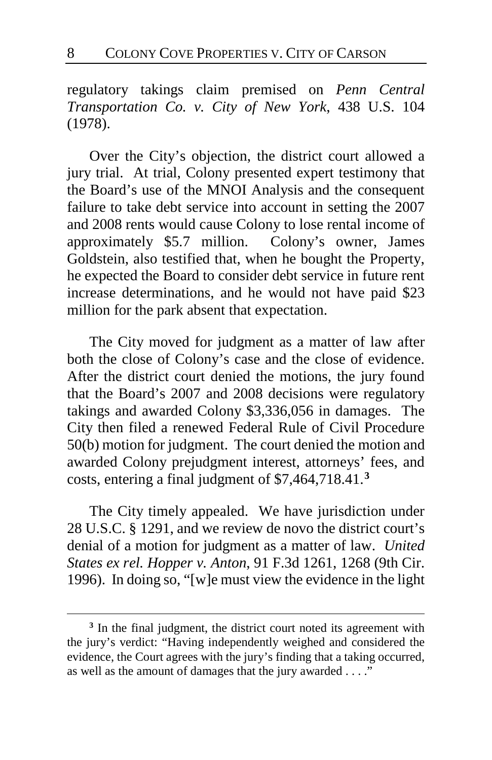regulatory takings claim premised on *Penn Central Transportation Co. v. City of New York*, 438 U.S. 104 (1978).

Over the City's objection, the district court allowed a jury trial. At trial, Colony presented expert testimony that the Board's use of the MNOI Analysis and the consequent failure to take debt service into account in setting the 2007 and 2008 rents would cause Colony to lose rental income of approximately $5.7 million. Colony's owner, James Goldstein, also testified that, when he bought the Property, he expected the Board to consider debt service in future rent increase determinations, and he would not have paid $23 million for the park absent that expectation.

The City moved for judgment as a matter of law after both the close of Colony's case and the close of evidence. After the district court denied the motions, the jury found that the Board's 2007 and 2008 decisions were regulatory takings and awarded Colony $3,336,056 in damages. The City then filed a renewed Federal Rule of Civil Procedure 50(b) motion for judgment. The court denied the motion and awarded Colony prejudgment interest, attorneys' fees, and costs, entering a final judgment of $7,464,718.41.[3]

The City timely appealed. We have jurisdiction under 28 U.S.C. § 1291, and we review de novo the district court's denial of a motion for judgment as a matter of law. *United States ex rel. Hopper v. Anton*, 91 F.3d 1261, 1268 (9th Cir. 1996). In doing so, "[w]e must view the evidence in the light

---

[3] In the final judgment, the district court noted its agreement with the jury's verdict: "Having independently weighed and considered the evidence, the Court agrees with the jury's finding that a taking occurred, as well as the amount of damages that the jury awarded . . . ."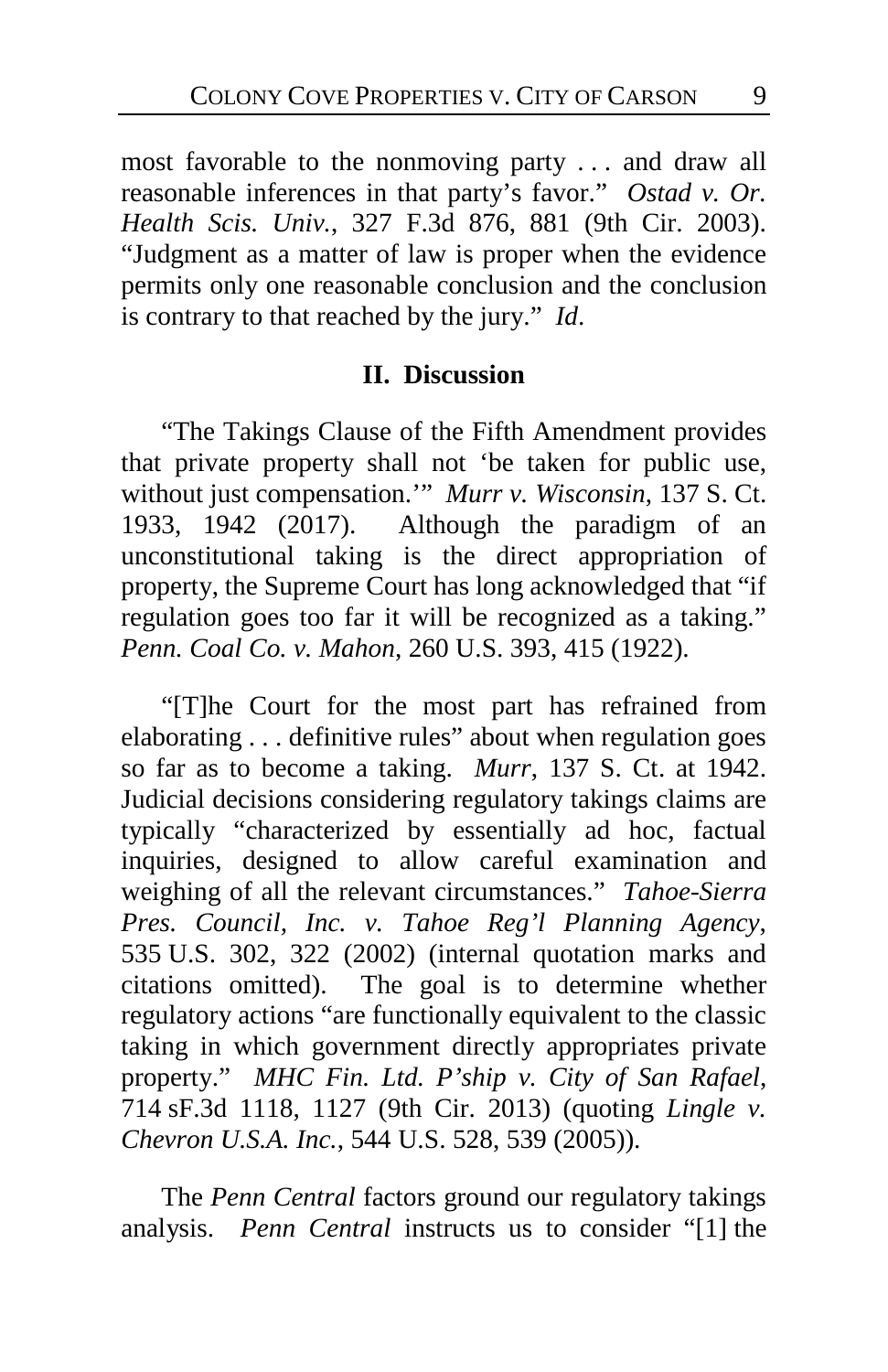most favorable to the nonmoving party . . . and draw all reasonable inferences in that party's favor." *Ostad v. Or. Health Scis. Univ.*, 327 F.3d 876, 881 (9th Cir. 2003). "Judgment as a matter of law is proper when the evidence permits only one reasonable conclusion and the conclusion is contrary to that reached by the jury." *Id*.

## II. Discussion

"The Takings Clause of the Fifth Amendment provides that private property shall not 'be taken for public use, without just compensation.'" *Murr v. Wisconsin*, 137 S. Ct. 1933, 1942 (2017). Although the paradigm of an unconstitutional taking is the direct appropriation of property, the Supreme Court has long acknowledged that "if regulation goes too far it will be recognized as a taking." *Penn. Coal Co. v. Mahon*, 260 U.S. 393, 415 (1922).

"[T]he Court for the most part has refrained from elaborating . . . definitive rules" about when regulation goes so far as to become a taking. *Murr*, 137 S. Ct. at 1942. Judicial decisions considering regulatory takings claims are typically "characterized by essentially ad hoc, factual inquiries, designed to allow careful examination and weighing of all the relevant circumstances." *Tahoe-Sierra Pres. Council, Inc. v. Tahoe Reg'l Planning Agency*, 535 U.S. 302, 322 (2002) (internal quotation marks and citations omitted). The goal is to determine whether regulatory actions "are functionally equivalent to the classic taking in which government directly appropriates private property." *MHC Fin. Ltd. P'ship v. City of San Rafael*, 714 sF.3d 1118, 1127 (9th Cir. 2013) (quoting *Lingle v. Chevron U.S.A. Inc.*, 544 U.S. 528, 539 (2005)).

The *Penn Central* factors ground our regulatory takings analysis. *Penn Central* instructs us to consider "[1] the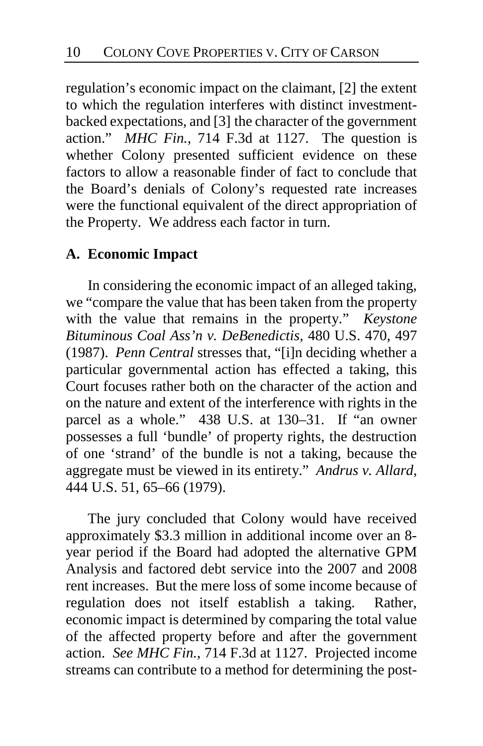regulation's economic impact on the claimant, [2] the extent to which the regulation interferes with distinct investment-backed expectations, and [3] the character of the government action." *MHC Fin.*, 714 F.3d at 1127. The question is whether Colony presented sufficient evidence on these factors to allow a reasonable finder of fact to conclude that the Board's denials of Colony's requested rate increases were the functional equivalent of the direct appropriation of the Property. We address each factor in turn.

### A. Economic Impact

In considering the economic impact of an alleged taking, we "compare the value that has been taken from the property with the value that remains in the property." *Keystone Bituminous Coal Ass'n v. DeBenedictis*, 480 U.S. 470, 497 (1987). *Penn Central* stresses that, "[i]n deciding whether a particular governmental action has effected a taking, this Court focuses rather both on the character of the action and on the nature and extent of the interference with rights in the parcel as a whole." 438 U.S. at 130–31. If "an owner possesses a full 'bundle' of property rights, the destruction of one 'strand' of the bundle is not a taking, because the aggregate must be viewed in its entirety." *Andrus v. Allard*, 444 U.S. 51, 65–66 (1979).

The jury concluded that Colony would have received approximately $3.3 million in additional income over an 8-year period if the Board had adopted the alternative GPM Analysis and factored debt service into the 2007 and 2008 rent increases. But the mere loss of some income because of regulation does not itself establish a taking. Rather, economic impact is determined by comparing the total value of the affected property before and after the government action. *See MHC Fin.*, 714 F.3d at 1127. Projected income streams can contribute to a method for determining the post-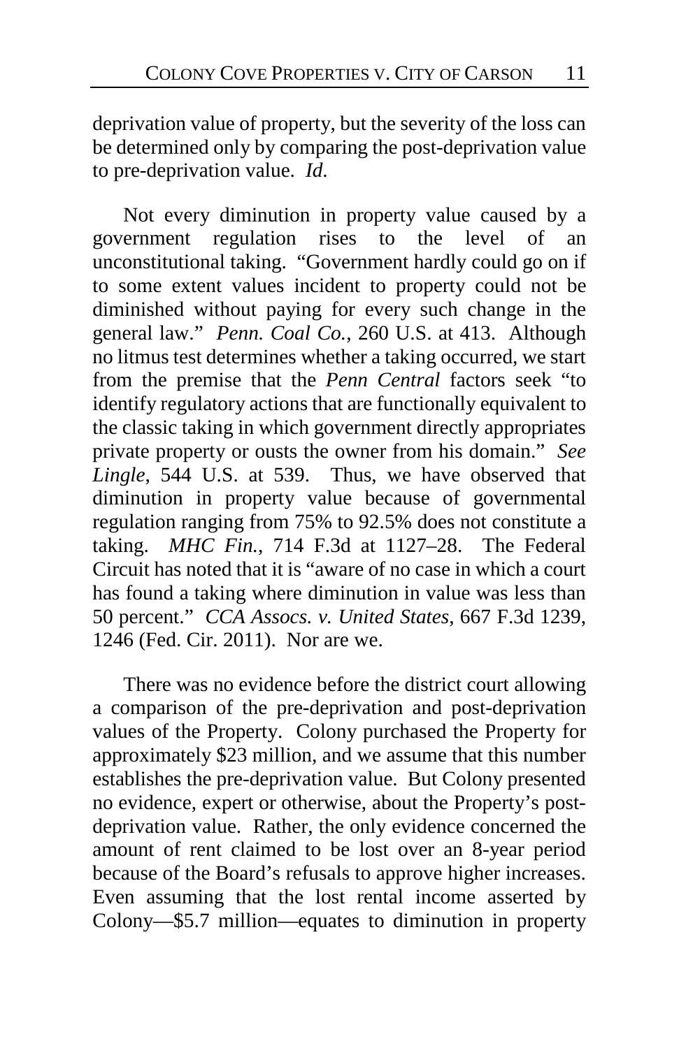deprivation value of property, but the severity of the loss can be determined only by comparing the post-deprivation value to pre-deprivation value. *Id.*

Not every diminution in property value caused by a government regulation rises to the level of an unconstitutional taking. "Government hardly could go on if to some extent values incident to property could not be diminished without paying for every such change in the general law." *Penn. Coal Co.*, 260 U.S. at 413. Although no litmus test determines whether a taking occurred, we start from the premise that the *Penn Central* factors seek "to identify regulatory actions that are functionally equivalent to the classic taking in which government directly appropriates private property or ousts the owner from his domain." *See Lingle*, 544 U.S. at 539. Thus, we have observed that diminution in property value because of governmental regulation ranging from 75% to 92.5% does not constitute a taking. *MHC Fin.*, 714 F.3d at 1127–28. The Federal Circuit has noted that it is "aware of no case in which a court has found a taking where diminution in value was less than 50 percent." *CCA Assocs. v. United States*, 667 F.3d 1239, 1246 (Fed. Cir. 2011). Nor are we.

There was no evidence before the district court allowing a comparison of the pre-deprivation and post-deprivation values of the Property. Colony purchased the Property for approximately $23 million, and we assume that this number establishes the pre-deprivation value. But Colony presented no evidence, expert or otherwise, about the Property's post-deprivation value. Rather, the only evidence concerned the amount of rent claimed to be lost over an 8-year period because of the Board's refusals to approve higher increases. Even assuming that the lost rental income asserted by Colony—$5.7 million—equates to diminution in property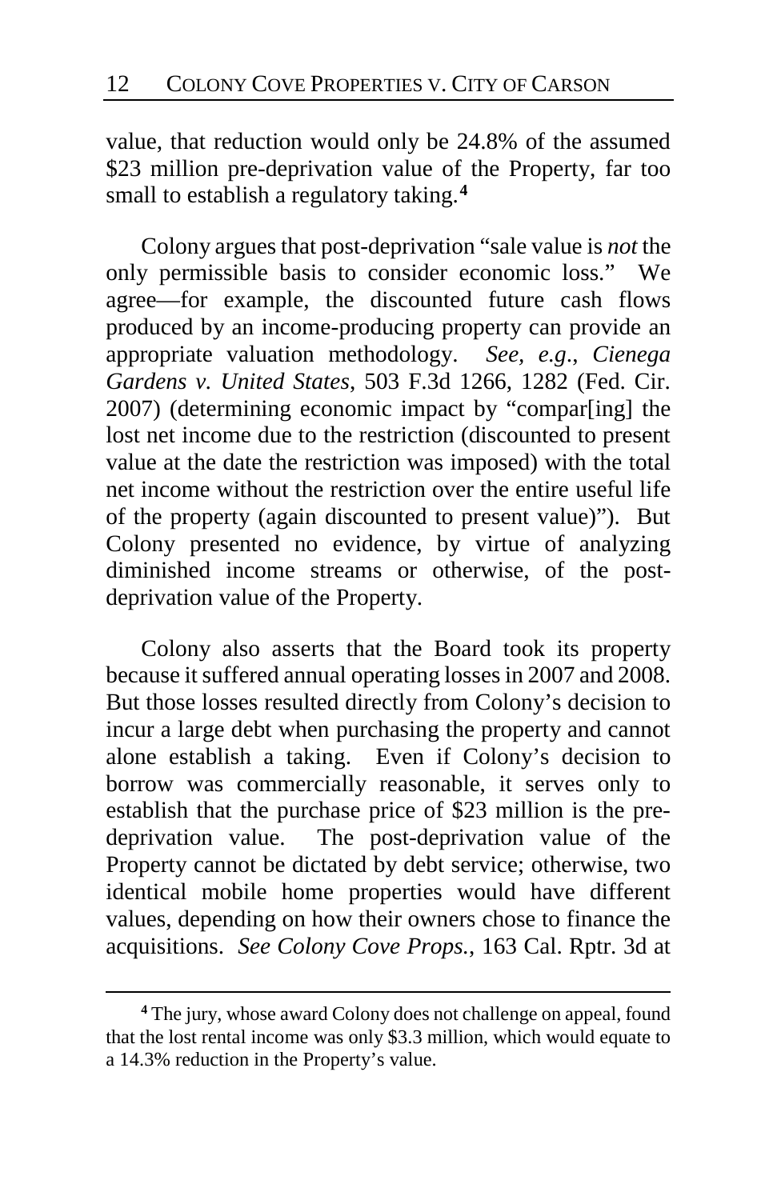value, that reduction would only be 24.8% of the assumed $23 million pre-deprivation value of the Property, far too small to establish a regulatory taking.[4]

Colony argues that post-deprivation "sale value is *not* the only permissible basis to consider economic loss." We agree—for example, the discounted future cash flows produced by an income-producing property can provide an appropriate valuation methodology. *See, e.g.*, *Cienega Gardens v. United States*, 503 F.3d 1266, 1282 (Fed. Cir. 2007) (determining economic impact by "compar[ing] the lost net income due to the restriction (discounted to present value at the date the restriction was imposed) with the total net income without the restriction over the entire useful life of the property (again discounted to present value)"). But Colony presented no evidence, by virtue of analyzing diminished income streams or otherwise, of the post-deprivation value of the Property.

Colony also asserts that the Board took its property because it suffered annual operating losses in 2007 and 2008. But those losses resulted directly from Colony's decision to incur a large debt when purchasing the property and cannot alone establish a taking. Even if Colony's decision to borrow was commercially reasonable, it serves only to establish that the purchase price of $23 million is the pre-deprivation value. The post-deprivation value of the Property cannot be dictated by debt service; otherwise, two identical mobile home properties would have different values, depending on how their owners chose to finance the acquisitions. *See Colony Cove Props.*, 163 Cal. Rptr. 3d at

---

[4] The jury, whose award Colony does not challenge on appeal, found that the lost rental income was only $3.3 million, which would equate to a 14.3% reduction in the Property's value.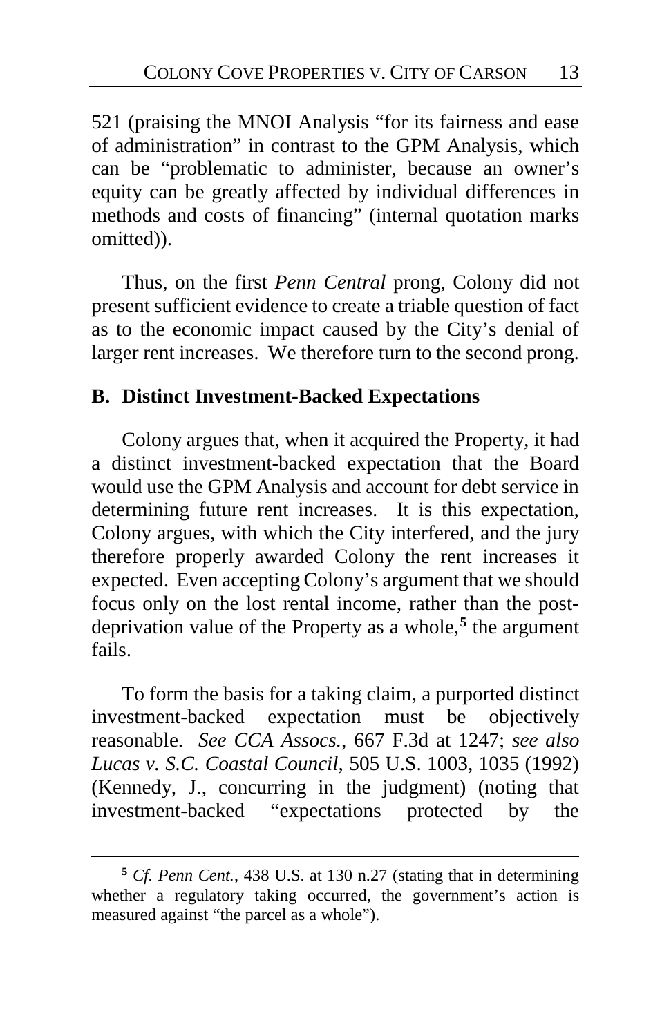521 (praising the MNOI Analysis "for its fairness and ease of administration" in contrast to the GPM Analysis, which can be "problematic to administer, because an owner's equity can be greatly affected by individual differences in methods and costs of financing" (internal quotation marks omitted)).

Thus, on the first *Penn Central* prong, Colony did not present sufficient evidence to create a triable question of fact as to the economic impact caused by the City's denial of larger rent increases. We therefore turn to the second prong.

## B. Distinct Investment-Backed Expectations

Colony argues that, when it acquired the Property, it had a distinct investment-backed expectation that the Board would use the GPM Analysis and account for debt service in determining future rent increases. It is this expectation, Colony argues, with which the City interfered, and the jury therefore properly awarded Colony the rent increases it expected. Even accepting Colony's argument that we should focus only on the lost rental income, rather than the post-deprivation value of the Property as a whole,[5] the argument fails.

To form the basis for a taking claim, a purported distinct investment-backed expectation must be objectively reasonable. *See CCA Assocs.*, 667 F.3d at 1247; *see also Lucas v. S.C. Coastal Council*, 505 U.S. 1003, 1035 (1992) (Kennedy, J., concurring in the judgment) (noting that investment-backed "expectations protected by the

[5] *Cf. Penn Cent.*, 438 U.S. at 130 n.27 (stating that in determining whether a regulatory taking occurred, the government's action is measured against "the parcel as a whole").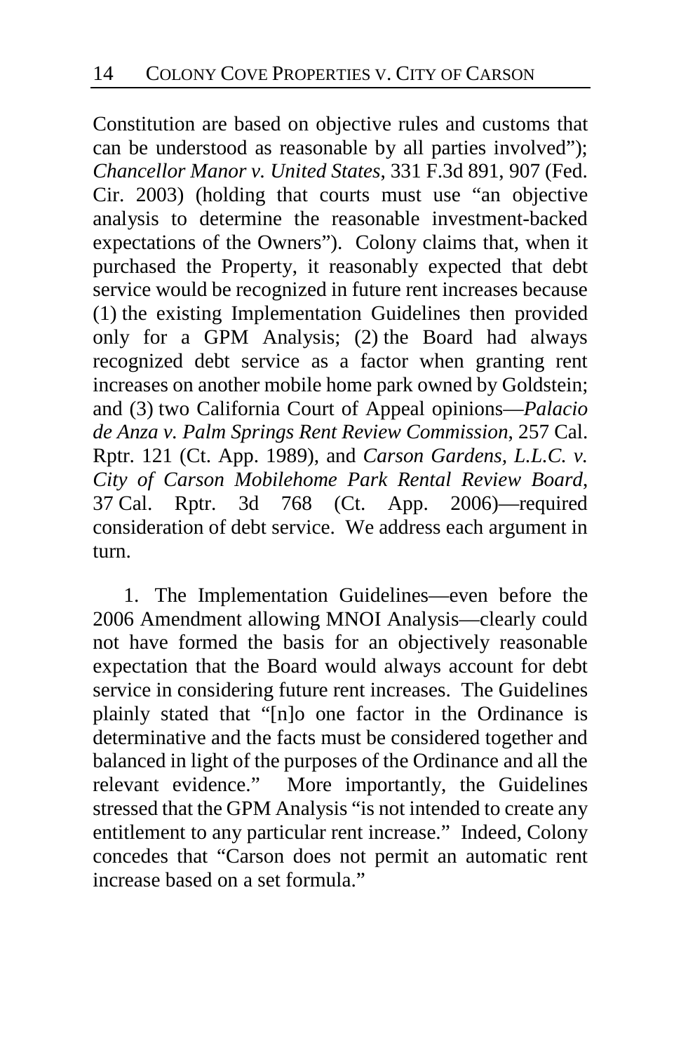Constitution are based on objective rules and customs that can be understood as reasonable by all parties involved"); *Chancellor Manor v. United States*, 331 F.3d 891, 907 (Fed. Cir. 2003) (holding that courts must use "an objective analysis to determine the reasonable investment-backed expectations of the Owners"). Colony claims that, when it purchased the Property, it reasonably expected that debt service would be recognized in future rent increases because (1) the existing Implementation Guidelines then provided only for a GPM Analysis; (2) the Board had always recognized debt service as a factor when granting rent increases on another mobile home park owned by Goldstein; and (3) two California Court of Appeal opinions—*Palacio de Anza v. Palm Springs Rent Review Commission*, 257 Cal. Rptr. 121 (Ct. App. 1989), and *Carson Gardens, L.L.C. v. City of Carson Mobilehome Park Rental Review Board*, 37 Cal. Rptr. 3d 768 (Ct. App. 2006)—required consideration of debt service. We address each argument in turn.

1. The Implementation Guidelines—even before the 2006 Amendment allowing MNOI Analysis—clearly could not have formed the basis for an objectively reasonable expectation that the Board would always account for debt service in considering future rent increases. The Guidelines plainly stated that "[n]o one factor in the Ordinance is determinative and the facts must be considered together and balanced in light of the purposes of the Ordinance and all the relevant evidence." More importantly, the Guidelines stressed that the GPM Analysis "is not intended to create any entitlement to any particular rent increase." Indeed, Colony concedes that "Carson does not permit an automatic rent increase based on a set formula."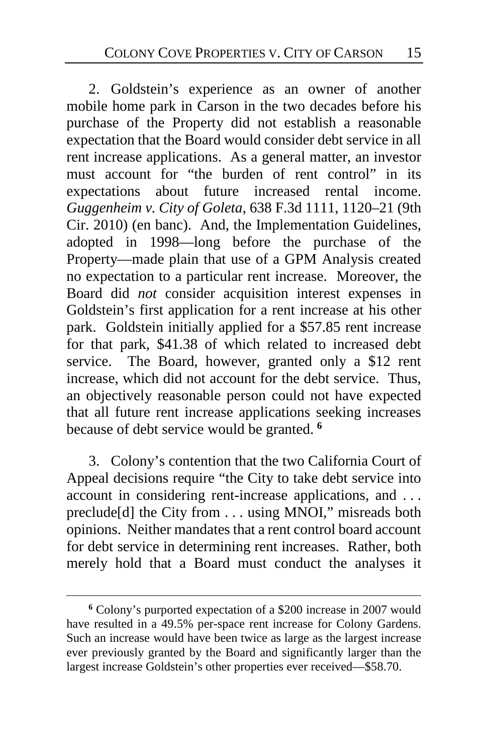2. Goldstein's experience as an owner of another mobile home park in Carson in the two decades before his purchase of the Property did not establish a reasonable expectation that the Board would consider debt service in all rent increase applications. As a general matter, an investor must account for "the burden of rent control" in its expectations about future increased rental income. *Guggenheim v. City of Goleta*, 638 F.3d 1111, 1120–21 (9th Cir. 2010) (en banc). And, the Implementation Guidelines, adopted in 1998—long before the purchase of the Property—made plain that use of a GPM Analysis created no expectation to a particular rent increase. Moreover, the Board did *not* consider acquisition interest expenses in Goldstein's first application for a rent increase at his other park. Goldstein initially applied for a $57.85 rent increase for that park, $41.38 of which related to increased debt service. The Board, however, granted only a $12 rent increase, which did not account for the debt service. Thus, an objectively reasonable person could not have expected that all future rent increase applications seeking increases because of debt service would be granted.[6]

3. Colony's contention that the two California Court of Appeal decisions require "the City to take debt service into account in considering rent-increase applications, and . . . preclude[d] the City from . . . using MNOI," misreads both opinions. Neither mandates that a rent control board account for debt service in determining rent increases. Rather, both merely hold that a Board must conduct the analyses it

---

[6] Colony's purported expectation of a $200 increase in 2007 would have resulted in a 49.5% per-space rent increase for Colony Gardens. Such an increase would have been twice as large as the largest increase ever previously granted by the Board and significantly larger than the largest increase Goldstein's other properties ever received—$58.70.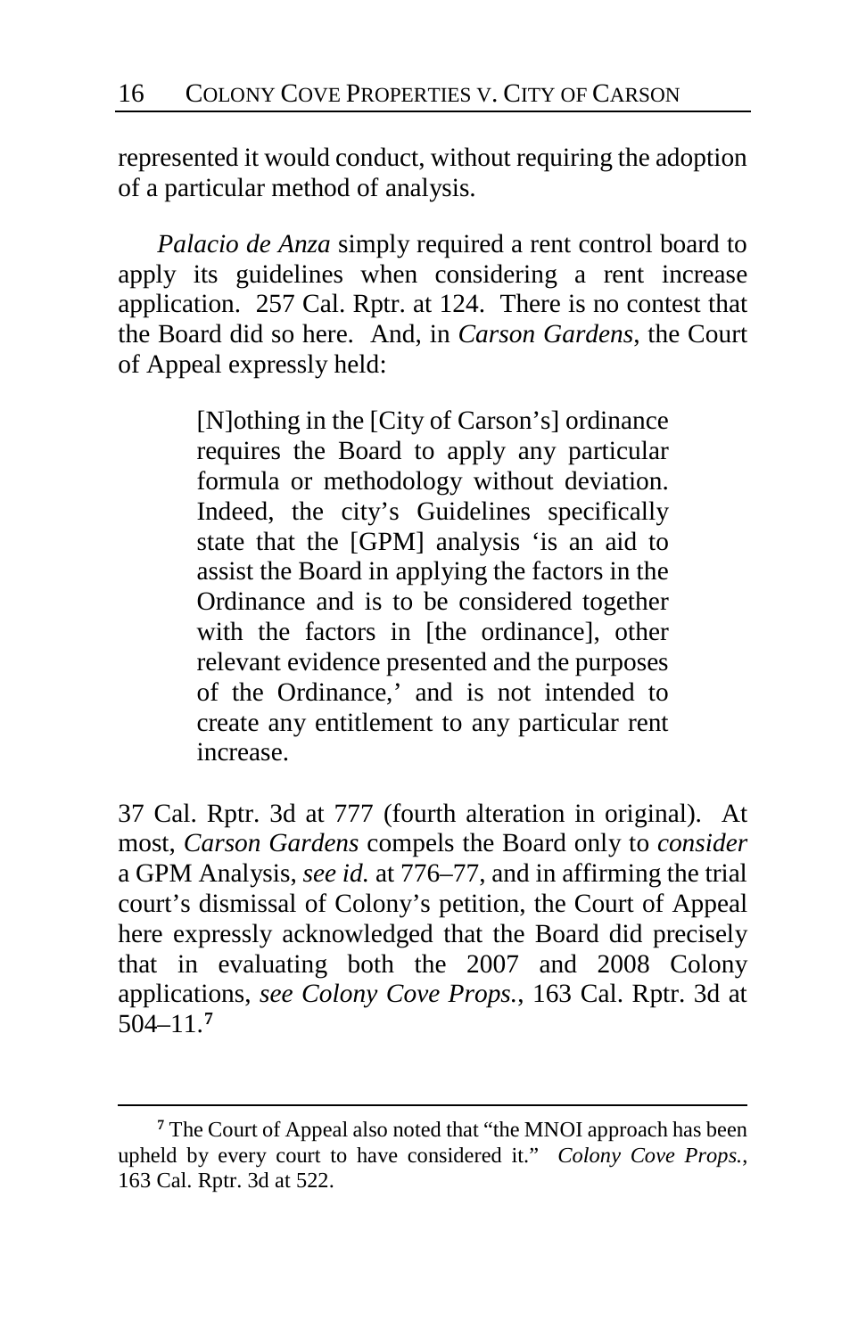represented it would conduct, without requiring the adoption of a particular method of analysis.

*Palacio de Anza* simply required a rent control board to apply its guidelines when considering a rent increase application. 257 Cal. Rptr. at 124. There is no contest that the Board did so here. And, in *Carson Gardens*, the Court of Appeal expressly held:

> [N]othing in the [City of Carson's] ordinance requires the Board to apply any particular formula or methodology without deviation. Indeed, the city's Guidelines specifically state that the [GPM] analysis 'is an aid to assist the Board in applying the factors in the Ordinance and is to be considered together with the factors in [the ordinance], other relevant evidence presented and the purposes of the Ordinance,' and is not intended to create any entitlement to any particular rent increase.

37 Cal. Rptr. 3d at 777 (fourth alteration in original). At most, *Carson Gardens* compels the Board only to *consider* a GPM Analysis, *see id.* at 776–77, and in affirming the trial court's dismissal of Colony's petition, the Court of Appeal here expressly acknowledged that the Board did precisely that in evaluating both the 2007 and 2008 Colony applications, *see Colony Cove Props.*, 163 Cal. Rptr. 3d at 504–11.[7]

---

[7] The Court of Appeal also noted that "the MNOI approach has been upheld by every court to have considered it." *Colony Cove Props.*, 163 Cal. Rptr. 3d at 522.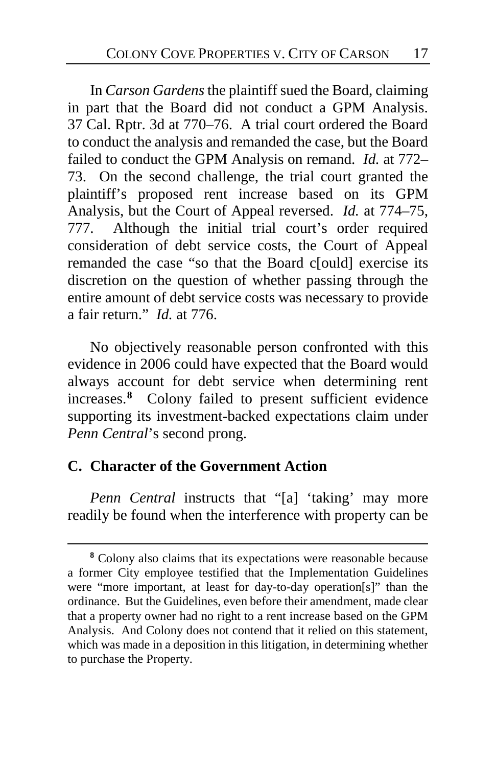In *Carson Gardens* the plaintiff sued the Board, claiming in part that the Board did not conduct a GPM Analysis. 37 Cal. Rptr. 3d at 770–76. A trial court ordered the Board to conduct the analysis and remanded the case, but the Board failed to conduct the GPM Analysis on remand. *Id.* at 772–73. On the second challenge, the trial court granted the plaintiff's proposed rent increase based on its GPM Analysis, but the Court of Appeal reversed. *Id.* at 774–75, 777. Although the initial trial court's order required consideration of debt service costs, the Court of Appeal remanded the case "so that the Board c[ould] exercise its discretion on the question of whether passing through the entire amount of debt service costs was necessary to provide a fair return." *Id.* at 776.

No objectively reasonable person confronted with this evidence in 2006 could have expected that the Board would always account for debt service when determining rent increases.[8] Colony failed to present sufficient evidence supporting its investment-backed expectations claim under *Penn Central*'s second prong.

### C. Character of the Government Action

*Penn Central* instructs that "[a] 'taking' may more readily be found when the interference with property can be

[8] Colony also claims that its expectations were reasonable because a former City employee testified that the Implementation Guidelines were "more important, at least for day-to-day operation[s]" than the ordinance. But the Guidelines, even before their amendment, made clear that a property owner had no right to a rent increase based on the GPM Analysis. And Colony does not contend that it relied on this statement, which was made in a deposition in this litigation, in determining whether to purchase the Property.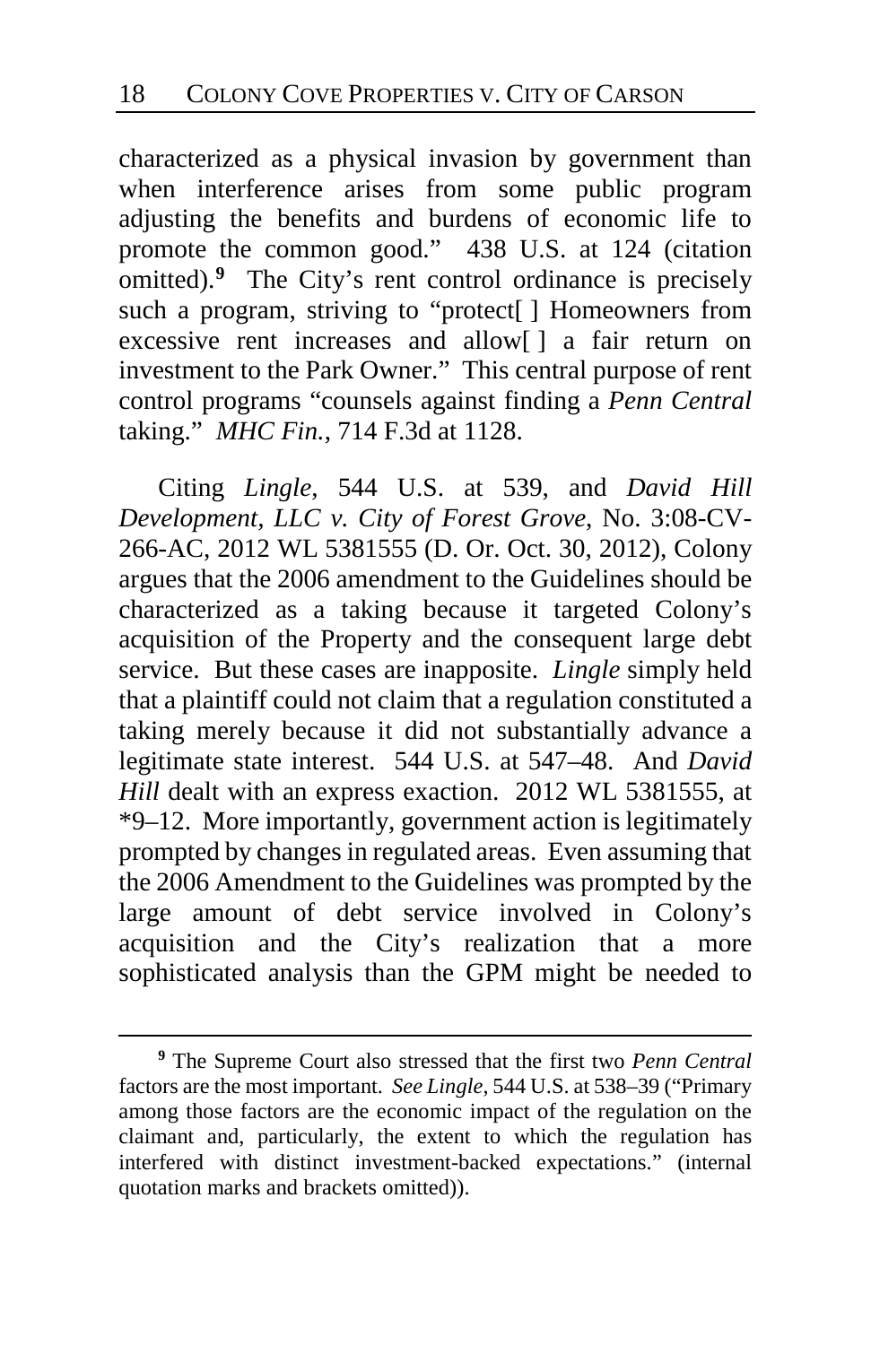characterized as a physical invasion by government than when interference arises from some public program adjusting the benefits and burdens of economic life to promote the common good." 438 U.S. at 124 (citation omitted).[9] The City's rent control ordinance is precisely such a program, striving to "protect[ ] Homeowners from excessive rent increases and allow[ ] a fair return on investment to the Park Owner." This central purpose of rent control programs "counsels against finding a *Penn Central* taking." *MHC Fin.*, 714 F.3d at 1128.

Citing *Lingle*, 544 U.S. at 539, and *David Hill Development, LLC v. City of Forest Grove*, No. 3:08-CV-266-AC, 2012 WL 5381555 (D. Or. Oct. 30, 2012), Colony argues that the 2006 amendment to the Guidelines should be characterized as a taking because it targeted Colony's acquisition of the Property and the consequent large debt service. But these cases are inapposite. *Lingle* simply held that a plaintiff could not claim that a regulation constituted a taking merely because it did not substantially advance a legitimate state interest. 544 U.S. at 547–48. And *David Hill* dealt with an express exaction. 2012 WL 5381555, at *9–12. More importantly, government action is legitimately prompted by changes in regulated areas. Even assuming that the 2006 Amendment to the Guidelines was prompted by the large amount of debt service involved in Colony's acquisition and the City's realization that a more sophisticated analysis than the GPM might be needed to

---

[9] The Supreme Court also stressed that the first two *Penn Central* factors are the most important. *See Lingle*, 544 U.S. at 538–39 ("Primary among those factors are the economic impact of the regulation on the claimant and, particularly, the extent to which the regulation has interfered with distinct investment-backed expectations." (internal quotation marks and brackets omitted)).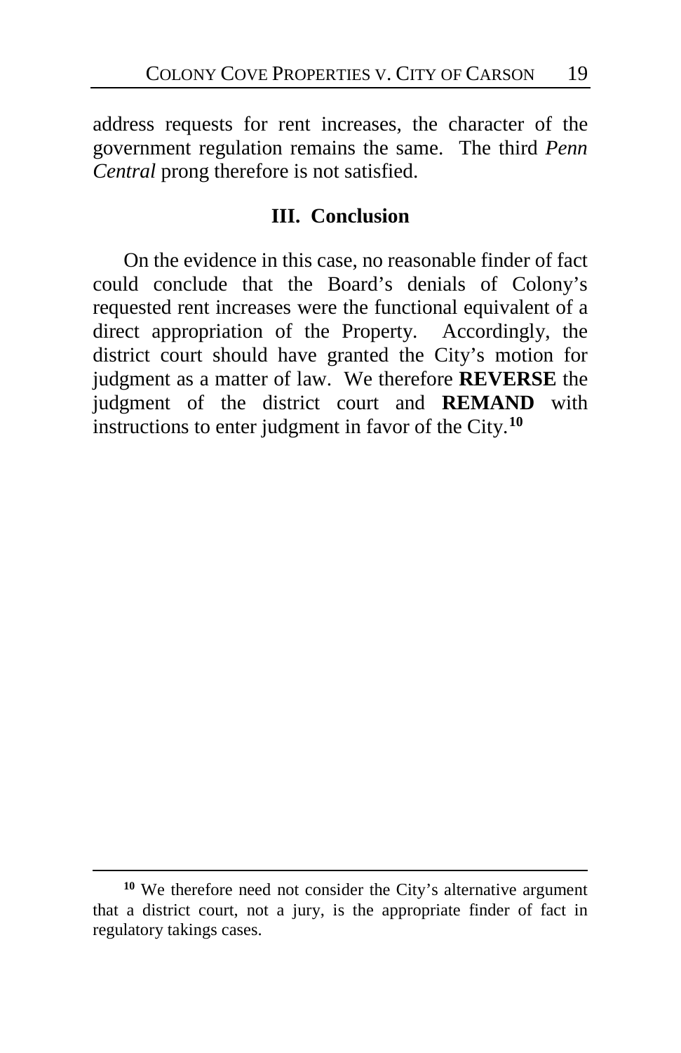address requests for rent increases, the character of the government regulation remains the same. The third *Penn Central* prong therefore is not satisfied.

## III. Conclusion

On the evidence in this case, no reasonable finder of fact could conclude that the Board's denials of Colony's requested rent increases were the functional equivalent of a direct appropriation of the Property. Accordingly, the district court should have granted the City's motion for judgment as a matter of law. We therefore **REVERSE** the judgment of the district court and **REMAND** with instructions to enter judgment in favor of the City.[10]

---

[10] We therefore need not consider the City's alternative argument that a district court, not a jury, is the appropriate finder of fact in regulatory takings cases.